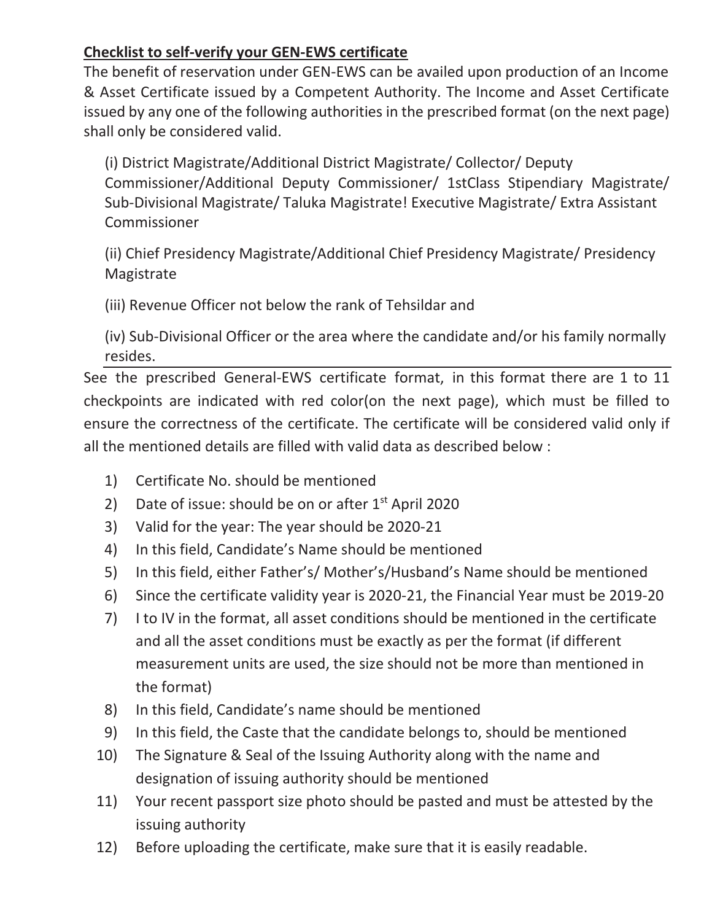**<u>Checklist to self-verify your GEN-EWS certificate</u>**

The benefit of reservation under GEN-EWS can be availed upon production of an Income & Asset Certificate issued by a Competent Authority. The Income and Asset Certificate issued by any one of the following authorities in the prescribed format (on the next page) shall only be considered valid.

(i) District Magistrate/Additional District Magistrate/ Collector/ Deputy Commissioner/Additional Deputy Commissioner/ 1stClass Stipendiary Magistrate/ Sub-Divisional Magistrate/ Taluka Magistrate! Executive Magistrate/ Extra Assistant Commissioner

(ii) Chief Presidency Magistrate/Additional Chief Presidency Magistrate/ Presidency Magistrate

(iii) Revenue Officer not below the rank of Tehsildar and

(iv) Sub-Divisional Officer or the area where the candidate and/or his family normally resides.

---

See the prescribed General-EWS certificate format, in this format there are 1 to 11 checkpoints are indicated with red color(on the next page), which must be filled to ensure the correctness of the certificate. The certificate will be considered valid only if all the mentioned details are filled with valid data as described below :

1) Certificate No. should be mentioned
2) Date of issue: should be on or after 1st April 2020
3) Valid for the year: The year should be 2020-21
4) In this field, Candidate's Name should be mentioned
5) In this field, either Father's/ Mother's/Husband's Name should be mentioned
6) Since the certificate validity year is 2020-21, the Financial Year must be 2019-20
7) I to IV in the format, all asset conditions should be mentioned in the certificate and all the asset conditions must be exactly as per the format (if different measurement units are used, the size should not be more than mentioned in the format)
8) In this field, Candidate's name should be mentioned
9) In this field, the Caste that the candidate belongs to, should be mentioned
10) The Signature & Seal of the Issuing Authority along with the name and designation of issuing authority should be mentioned
11) Your recent passport size photo should be pasted and must be attested by the issuing authority
12) Before uploading the certificate, make sure that it is easily readable.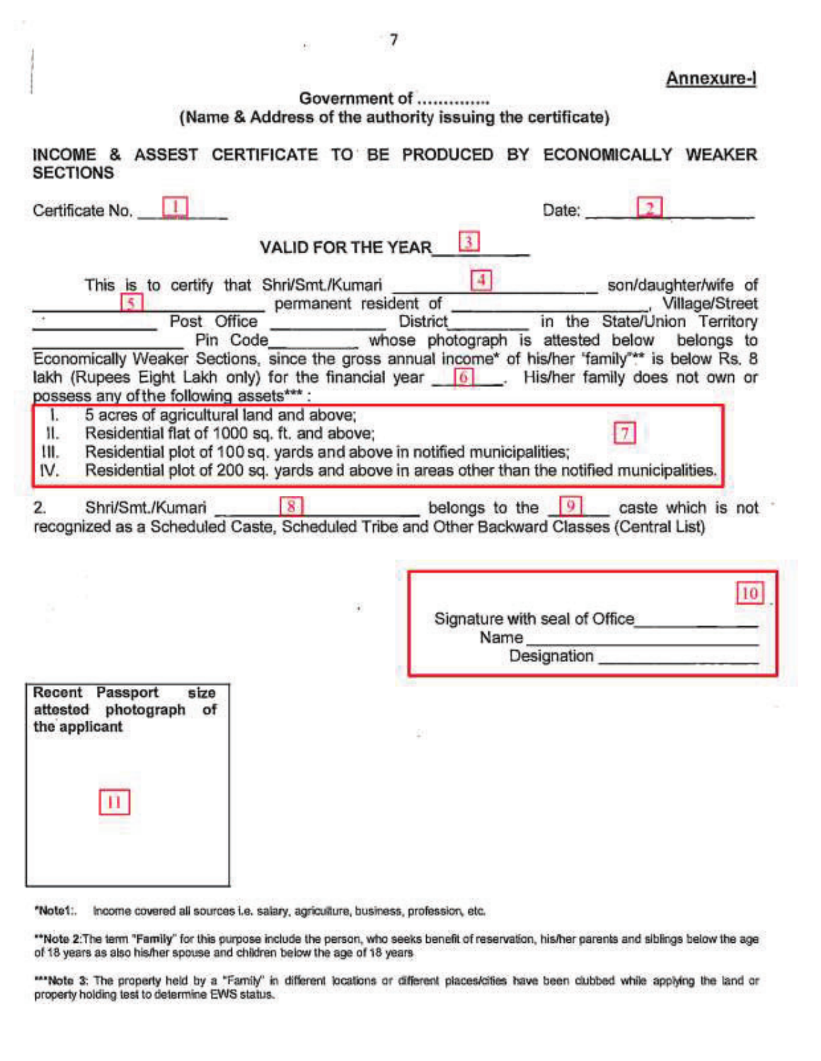Annexure-I

**Government of .............**
**(Name & Address of the authority issuing the certificate)**

**INCOME & ASSEST CERTIFICATE TO BE PRODUCED BY ECONOMICALLY WEAKER SECTIONS**

Certificate No. ___1___ Date: ___2___

**VALID FOR THE YEAR___3___**

This is to certify that Shri/Smt./Kumari ___4___ son/daughter/wife of ___5___ permanent resident of ___________, Village/Street ___________ Post Office ___________ District___________ in the State/Union Territory ___________ Pin Code___________ whose photograph is attested below belongs to Economically Weaker Sections, since the gross annual income* of his/her "family"** is below Rs. 8 lakh (Rupees Eight Lakh only) for the financial year ___6___. His/her family does not own or possess any of the following assets*** :

7

I. 5 acres of agricultural land and above;
II. Residential flat of 1000 sq. ft. and above;
III. Residential plot of 100 sq. yards and above in notified municipalities;
IV. Residential plot of 200 sq. yards and above in areas other than the notified municipalities.

2. Shri/Smt./Kumari ___8___ belongs to the ___9___ caste which is not recognized as a Scheduled Caste, Scheduled Tribe and Other Backward Classes (Central List)

10

Signature with seal of Office___________
Name___________
Designation___________

**Recent Passport size attested photograph of the applicant**

11

*Note1:. Income covered all sources i.e. salary, agriculture, business, profession, etc.

**Note 2:The term "Family" for this purpose include the person, who seeks benefit of reservation, his/her parents and siblings below the age of 18 years as also his/her spouse and children below the age of 18 years

***Note 3: The property held by a "Family" in different locations or different places/cities have been clubbed while applying the land or property holding test to determine EWS status.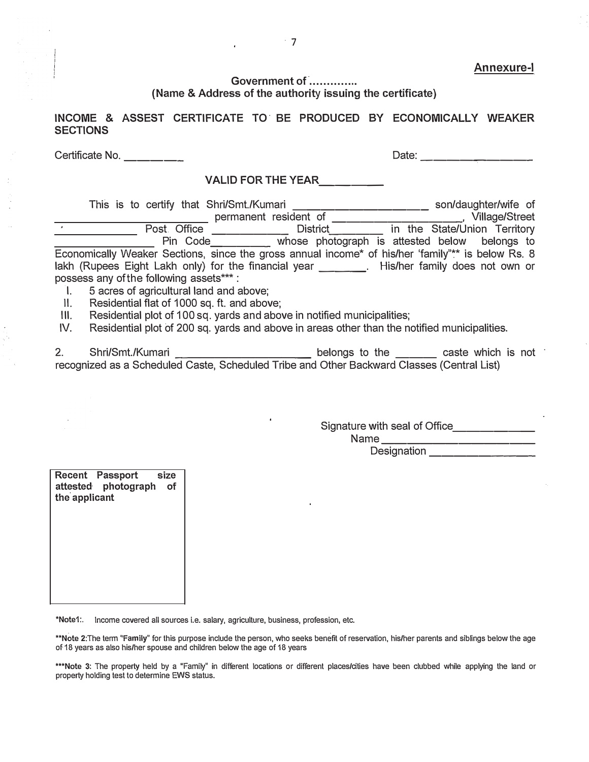**Annexure-I**

**Government of ..............**
**(Name & Address of the authority issuing the certificate)**

**INCOME & ASSEST CERTIFICATE TO BE PRODUCED BY ECONOMICALLY WEAKER SECTIONS**

Certificate No. __________ Date: ____________________

**VALID FOR THE YEAR___________**

This is to certify that Shri/Smt./Kumari ______________________ son/daughter/wife of __________________________ permanent resident of ______________________, Village/Street ______________ Post Office ____________ District_________ in the State/Union Territory ______________ Pin Code__________ whose photograph is attested below belongs to Economically Weaker Sections, since the gross annual income* of his/her 'family'** is below Rs. 8 lakh (Rupees Eight Lakh only) for the financial year ________. His/her family does not own or possess any of the following assets*** :

I. 5 acres of agricultural land and above;
II. Residential flat of 1000 sq. ft. and above;
III. Residential plot of 100 sq. yards and above in notified municipalities;
IV. Residential plot of 200 sq. yards and above in areas other than the notified municipalities.

2. Shri/Smt./Kumari ______________________ belongs to the _______ caste which is not recognized as a Scheduled Caste, Scheduled Tribe and Other Backward Classes (Central List)

Signature with seal of Office______________
Name __________________________
Designation __________________

**Recent Passport size attested photograph of the applicant**

***Note1**:. Income covered all sources i.e. salary, agriculture, business, profession, etc.

****Note 2**:The term "**Family**" for this purpose include the person, who seeks benefit of reservation, his/her parents and siblings below the age of 18 years as also his/her spouse and children below the age of 18 years

*****Note 3**: The property held by a "Family" in different locations or different places/cities have been clubbed while applying the land or property holding test to determine EWS status.